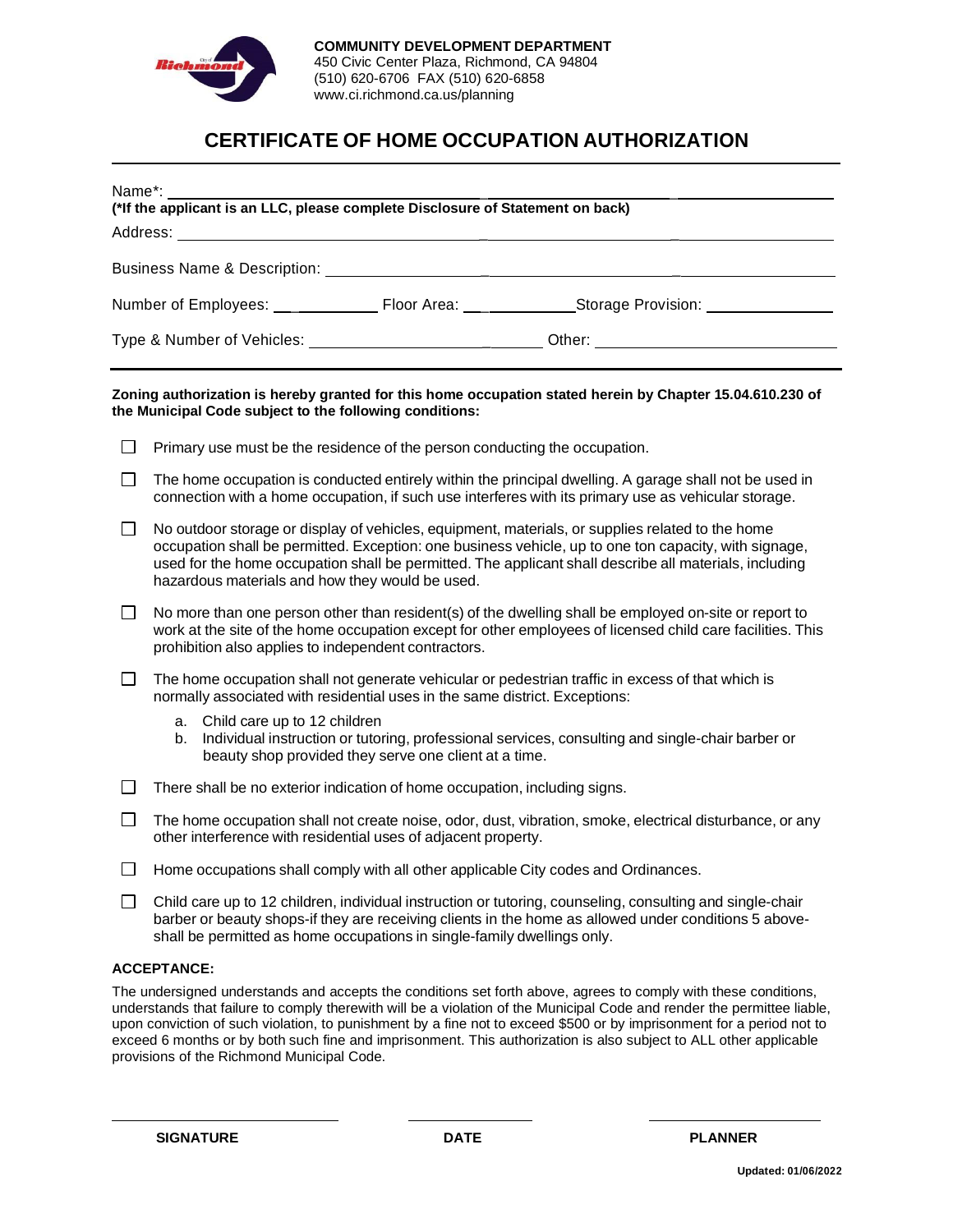**COMMUNITY DEVELOPMENT DEPARTMENT**
450 Civic Center Plaza, Richmond, CA 94804
(510) 620-6706 FAX (510) 620-6858
www.ci.richmond.ca.us/planning

# CERTIFICATE OF HOME OCCUPATION AUTHORIZATION

Name*: ______________________________________________

**(*If the applicant is an LLC, please complete Disclosure of Statement on back)**

Address: ______________________________________________

Business Name & Description: ______________________________________________

Number of Employees: ____________ Floor Area: ____________ Storage Provision: ____________

Type & Number of Vehicles: ______________________ Other: ______________________

**Zoning authorization is hereby granted for this home occupation stated herein by Chapter 15.04.610.230 of the Municipal Code subject to the following conditions:**

- ☐ Primary use must be the residence of the person conducting the occupation.
- ☐ The home occupation is conducted entirely within the principal dwelling. A garage shall not be used in connection with a home occupation, if such use interferes with its primary use as vehicular storage.
- ☐ No outdoor storage or display of vehicles, equipment, materials, or supplies related to the home occupation shall be permitted. Exception: one business vehicle, up to one ton capacity, with signage, used for the home occupation shall be permitted. The applicant shall describe all materials, including hazardous materials and how they would be used.
- ☐ No more than one person other than resident(s) of the dwelling shall be employed on-site or report to work at the site of the home occupation except for other employees of licensed child care facilities. This prohibition also applies to independent contractors.
- ☐ The home occupation shall not generate vehicular or pedestrian traffic in excess of that which is normally associated with residential uses in the same district. Exceptions:
  a. Child care up to 12 children
  b. Individual instruction or tutoring, professional services, consulting and single-chair barber or beauty shop provided they serve one client at a time.
- ☐ There shall be no exterior indication of home occupation, including signs.
- ☐ The home occupation shall not create noise, odor, dust, vibration, smoke, electrical disturbance, or any other interference with residential uses of adjacent property.
- ☐ Home occupations shall comply with all other applicable City codes and Ordinances.
- ☐ Child care up to 12 children, individual instruction or tutoring, counseling, consulting and single-chair barber or beauty shops-if they are receiving clients in the home as allowed under conditions 5 above-shall be permitted as home occupations in single-family dwellings only.

**ACCEPTANCE:**

The undersigned understands and accepts the conditions set forth above, agrees to comply with these conditions, understands that failure to comply therewith will be a violation of the Municipal Code and render the permittee liable, upon conviction of such violation, to punishment by a fine not to exceed $500 or by imprisonment for a period not to exceed 6 months or by both such fine and imprisonment. This authorization is also subject to ALL other applicable provisions of the Richmond Municipal Code.

| ______________________ | ______________ | ______________________ |
|---|---|---|
| **SIGNATURE** | **DATE** | **PLANNER** |

**Updated: 01/06/2022**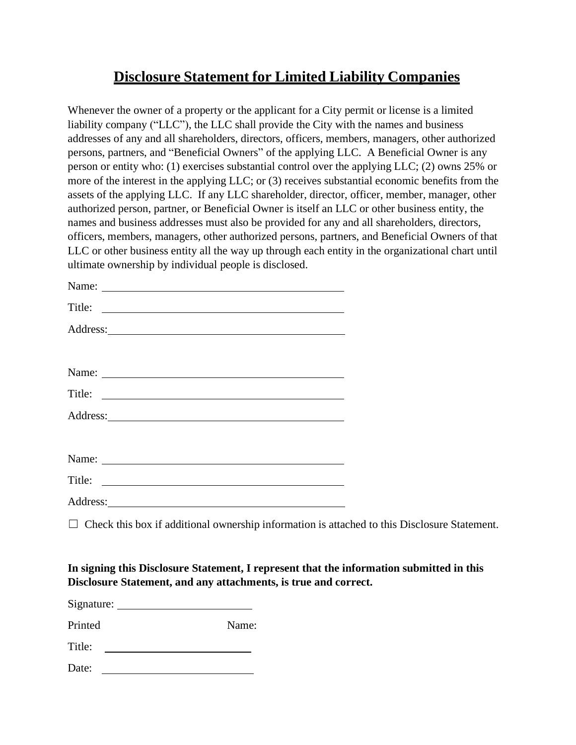# Disclosure Statement for Limited Liability Companies

Whenever the owner of a property or the applicant for a City permit or license is a limited liability company ("LLC"), the LLC shall provide the City with the names and business addresses of any and all shareholders, directors, officers, members, managers, other authorized persons, partners, and "Beneficial Owners" of the applying LLC. A Beneficial Owner is any person or entity who: (1) exercises substantial control over the applying LLC; (2) owns 25% or more of the interest in the applying LLC; or (3) receives substantial economic benefits from the assets of the applying LLC. If any LLC shareholder, director, officer, member, manager, other authorized person, partner, or Beneficial Owner is itself an LLC or other business entity, the names and business addresses must also be provided for any and all shareholders, directors, officers, members, managers, other authorized persons, partners, and Beneficial Owners of that LLC or other business entity all the way up through each entity in the organizational chart until ultimate ownership by individual people is disclosed.

Name: ___________________________________________

Title: ___________________________________________

Address: ___________________________________________

Name: ___________________________________________

Title: ___________________________________________

Address: ___________________________________________

Name: ___________________________________________

Title: ___________________________________________

Address: ___________________________________________

☐ Check this box if additional ownership information is attached to this Disclosure Statement.

**In signing this Disclosure Statement, I represent that the information submitted in this Disclosure Statement, and any attachments, is true and correct.**

Signature: ________________________

Printed Name:

Title: ________________________

Date: ________________________